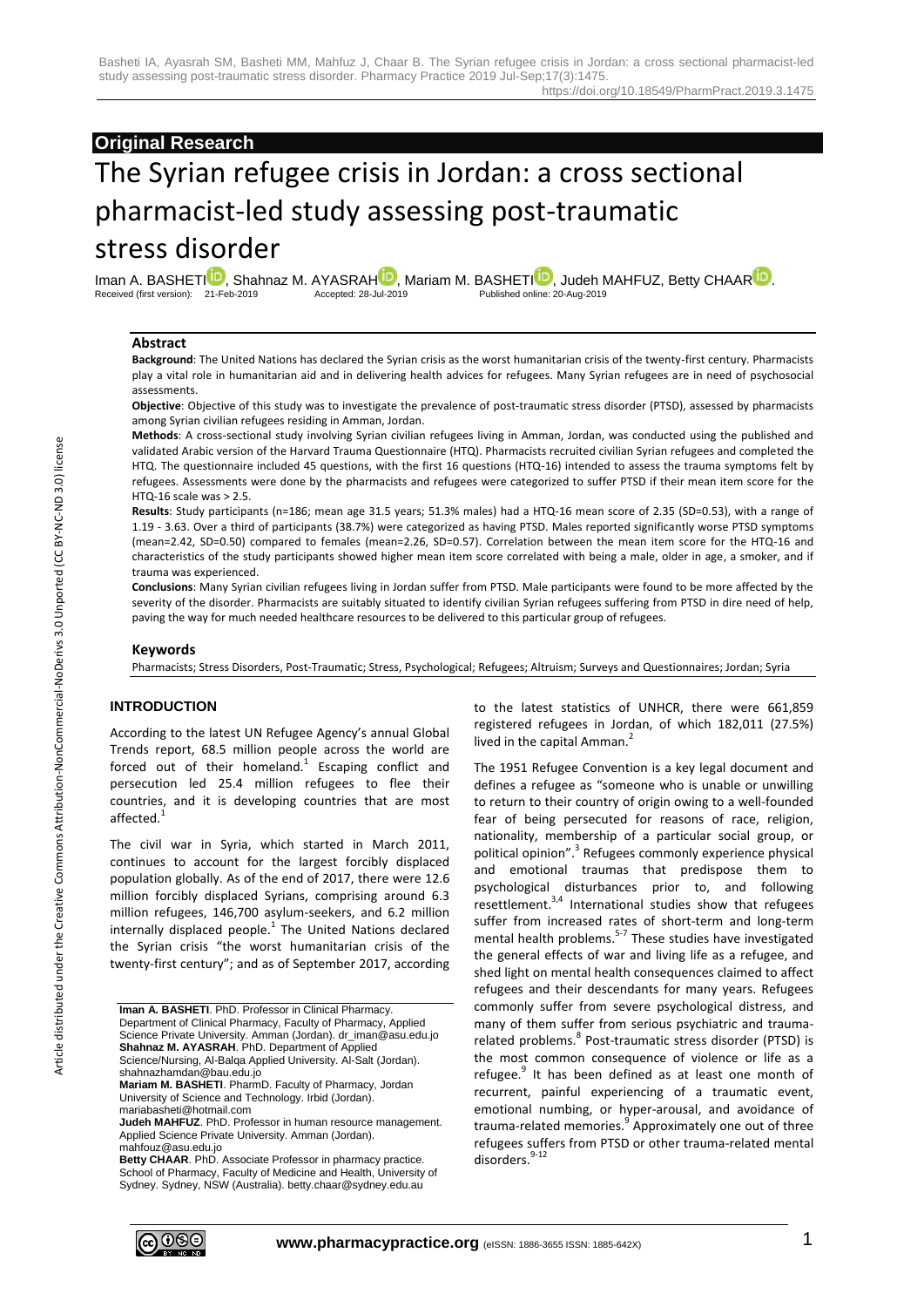**Original Research**

# The Syrian refugee crisis in Jordan: a cross sectional pharmacist-led study assessing post-traumatic stress disorder

Iman A. BASHETI, Shahnaz M. AYASRAH, Mariam M. BASHETI, Judeh MAHFUZ, Betty CHAAR.

Received (first version): 21-Feb-2019 Accepted: 28-Jul-2019 Published online: 20-Aug-2019

### Abstract

**Background**: The United Nations has declared the Syrian crisis as the worst humanitarian crisis of the twenty-first century. Pharmacists play a vital role in humanitarian aid and in delivering health advices for refugees. Many Syrian refugees are in need of psychosocial assessments.

**Objective**: Objective of this study was to investigate the prevalence of post-traumatic stress disorder (PTSD), assessed by pharmacists among Syrian civilian refugees residing in Amman, Jordan.

**Methods**: A cross-sectional study involving Syrian civilian refugees living in Amman, Jordan, was conducted using the published and validated Arabic version of the Harvard Trauma Questionnaire (HTQ). Pharmacists recruited civilian Syrian refugees and completed the HTQ. The questionnaire included 45 questions, with the first 16 questions (HTQ-16) intended to assess the trauma symptoms felt by refugees. Assessments were done by the pharmacists and refugees were categorized to suffer PTSD if their mean item score for the HTQ-16 scale was > 2.5.

**Results**: Study participants (n=186; mean age 31.5 years; 51.3% males) had a HTQ-16 mean score of 2.35 (SD=0.53), with a range of 1.19 - 3.63. Over a third of participants (38.7%) were categorized as having PTSD. Males reported significantly worse PTSD symptoms (mean=2.42, SD=0.50) compared to females (mean=2.26, SD=0.57). Correlation between the mean item score for the HTQ-16 and characteristics of the study participants showed higher mean item score correlated with being a male, older in age, a smoker, and if trauma was experienced.

**Conclusions**: Many Syrian civilian refugees living in Jordan suffer from PTSD. Male participants were found to be more affected by the severity of the disorder. Pharmacists are suitably situated to identify civilian Syrian refugees suffering from PTSD in dire need of help, paving the way for much needed healthcare resources to be delivered to this particular group of refugees.

### Keywords

Pharmacists; Stress Disorders, Post-Traumatic; Stress, Psychological; Refugees; Altruism; Surveys and Questionnaires; Jordan; Syria

## INTRODUCTION

According to the latest UN Refugee Agency's annual Global Trends report, 68.5 million people across the world are forced out of their homeland.[1] Escaping conflict and persecution led 25.4 million refugees to flee their countries, and it is developing countries that are most affected.[1]

The civil war in Syria, which started in March 2011, continues to account for the largest forcibly displaced population globally. As of the end of 2017, there were 12.6 million forcibly displaced Syrians, comprising around 6.3 million refugees, 146,700 asylum-seekers, and 6.2 million internally displaced people.[1] The United Nations declared the Syrian crisis "the worst humanitarian crisis of the twenty-first century"; and as of September 2017, according to the latest statistics of UNHCR, there were 661,859 registered refugees in Jordan, of which 182,011 (27.5%) lived in the capital Amman.[2]

The 1951 Refugee Convention is a key legal document and defines a refugee as "someone who is unable or unwilling to return to their country of origin owing to a well-founded fear of being persecuted for reasons of race, religion, nationality, membership of a particular social group, or political opinion".[3] Refugees commonly experience physical and emotional traumas that predispose them to psychological disturbances prior to, and following resettlement.[3,4] International studies show that refugees suffer from increased rates of short-term and long-term mental health problems.[5-7] These studies have investigated the general effects of war and living life as a refugee, and shed light on mental health consequences claimed to affect refugees and their descendants for many years. Refugees commonly suffer from severe psychological distress, and many of them suffer from serious psychiatric and trauma-related problems.[8] Post-traumatic stress disorder (PTSD) is the most common consequence of violence or life as a refugee.[9] It has been defined as at least one month of recurrent, painful experiencing of a traumatic event, emotional numbing, or hyper-arousal, and avoidance of trauma-related memories.[9] Approximately one out of three refugees suffers from PTSD or other trauma-related mental disorders.[9-12]

**Iman A. BASHETI**. PhD. Professor in Clinical Pharmacy. Department of Clinical Pharmacy, Faculty of Pharmacy, Applied Science Private University. Amman (Jordan). dr_iman@asu.edu.jo
**Shahnaz M. AYASRAH**. PhD. Department of Applied Science/Nursing, Al-Balqa Applied University. Al-Salt (Jordan). shahnazhamdan@bau.edu.jo
**Mariam M. BASHETI**. PharmD. Faculty of Pharmacy, Jordan University of Science and Technology. Irbid (Jordan). mariabasheti@hotmail.com
**Judeh MAHFUZ**. PhD. Professor in human resource management. Applied Science Private University. Amman (Jordan). mahfouz@asu.edu.jo
**Betty CHAAR**. PhD. Associate Professor in pharmacy practice. School of Pharmacy, Faculty of Medicine and Health, University of Sydney. Sydney, NSW (Australia). betty.chaar@sydney.edu.au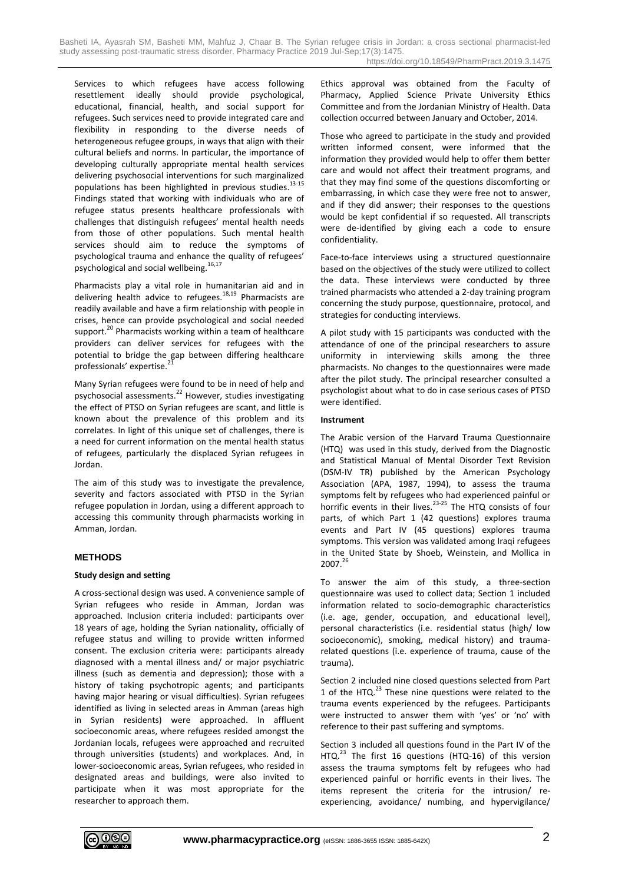Services to which refugees have access following resettlement ideally should provide psychological, educational, financial, health, and social support for refugees. Such services need to provide integrated care and flexibility in responding to the diverse needs of heterogeneous refugee groups, in ways that align with their cultural beliefs and norms. In particular, the importance of developing culturally appropriate mental health services delivering psychosocial interventions for such marginalized populations has been highlighted in previous studies.[13-15] Findings stated that working with individuals who are of refugee status presents healthcare professionals with challenges that distinguish refugees' mental health needs from those of other populations. Such mental health services should aim to reduce the symptoms of psychological trauma and enhance the quality of refugees' psychological and social wellbeing.[16,17]

Pharmacists play a vital role in humanitarian aid and in delivering health advice to refugees.[18,19] Pharmacists are readily available and have a firm relationship with people in crises, hence can provide psychological and social needed support.[20] Pharmacists working within a team of healthcare providers can deliver services for refugees with the potential to bridge the gap between differing healthcare professionals' expertise.[21]

Many Syrian refugees were found to be in need of help and psychosocial assessments.[22] However, studies investigating the effect of PTSD on Syrian refugees are scant, and little is known about the prevalence of this problem and its correlates. In light of this unique set of challenges, there is a need for current information on the mental health status of refugees, particularly the displaced Syrian refugees in Jordan.

The aim of this study was to investigate the prevalence, severity and factors associated with PTSD in the Syrian refugee population in Jordan, using a different approach to accessing this community through pharmacists working in Amman, Jordan.

## METHODS

### Study design and setting

A cross-sectional design was used. A convenience sample of Syrian refugees who reside in Amman, Jordan was approached. Inclusion criteria included: participants over 18 years of age, holding the Syrian nationality, officially of refugee status and willing to provide written informed consent. The exclusion criteria were: participants already diagnosed with a mental illness and/ or major psychiatric illness (such as dementia and depression); those with a history of taking psychotropic agents; and participants having major hearing or visual difficulties). Syrian refugees identified as living in selected areas in Amman (areas high in Syrian residents) were approached. In affluent socioeconomic areas, where refugees resided amongst the Jordanian locals, refugees were approached and recruited through universities (students) and workplaces. And, in lower-socioeconomic areas, Syrian refugees, who resided in designated areas and buildings, were also invited to participate when it was most appropriate for the researcher to approach them.

Ethics approval was obtained from the Faculty of Pharmacy, Applied Science Private University Ethics Committee and from the Jordanian Ministry of Health. Data collection occurred between January and October, 2014.

Those who agreed to participate in the study and provided written informed consent, were informed that the information they provided would help to offer them better care and would not affect their treatment programs, and that they may find some of the questions discomforting or embarrassing, in which case they were free not to answer, and if they did answer; their responses to the questions would be kept confidential if so requested. All transcripts were de-identified by giving each a code to ensure confidentiality.

Face-to-face interviews using a structured questionnaire based on the objectives of the study were utilized to collect the data. These interviews were conducted by three trained pharmacists who attended a 2-day training program concerning the study purpose, questionnaire, protocol, and strategies for conducting interviews.

A pilot study with 15 participants was conducted with the attendance of one of the principal researchers to assure uniformity in interviewing skills among the three pharmacists. No changes to the questionnaires were made after the pilot study. The principal researcher consulted a psychologist about what to do in case serious cases of PTSD were identified.

### Instrument

The Arabic version of the Harvard Trauma Questionnaire (HTQ) was used in this study, derived from the Diagnostic and Statistical Manual of Mental Disorder Text Revision (DSM-IV TR) published by the American Psychology Association (APA, 1987, 1994), to assess the trauma symptoms felt by refugees who had experienced painful or horrific events in their lives.[23-25] The HTQ consists of four parts, of which Part 1 (42 questions) explores trauma events and Part IV (45 questions) explores trauma symptoms. This version was validated among Iraqi refugees in the United State by Shoeb, Weinstein, and Mollica in 2007.[26]

To answer the aim of this study, a three-section questionnaire was used to collect data; Section 1 included information related to socio-demographic characteristics (i.e. age, gender, occupation, and educational level), personal characteristics (i.e. residential status (high/ low socioeconomic), smoking, medical history) and trauma-related questions (i.e. experience of trauma, cause of the trauma).

Section 2 included nine closed questions selected from Part 1 of the HTQ.[23] These nine questions were related to the trauma events experienced by the refugees. Participants were instructed to answer them with 'yes' or 'no' with reference to their past suffering and symptoms.

Section 3 included all questions found in the Part IV of the HTQ.[23] The first 16 questions (HTQ-16) of this version assess the trauma symptoms felt by refugees who had experienced painful or horrific events in their lives. The items represent the criteria for the intrusion/ re-experiencing, avoidance/ numbing, and hypervigilance/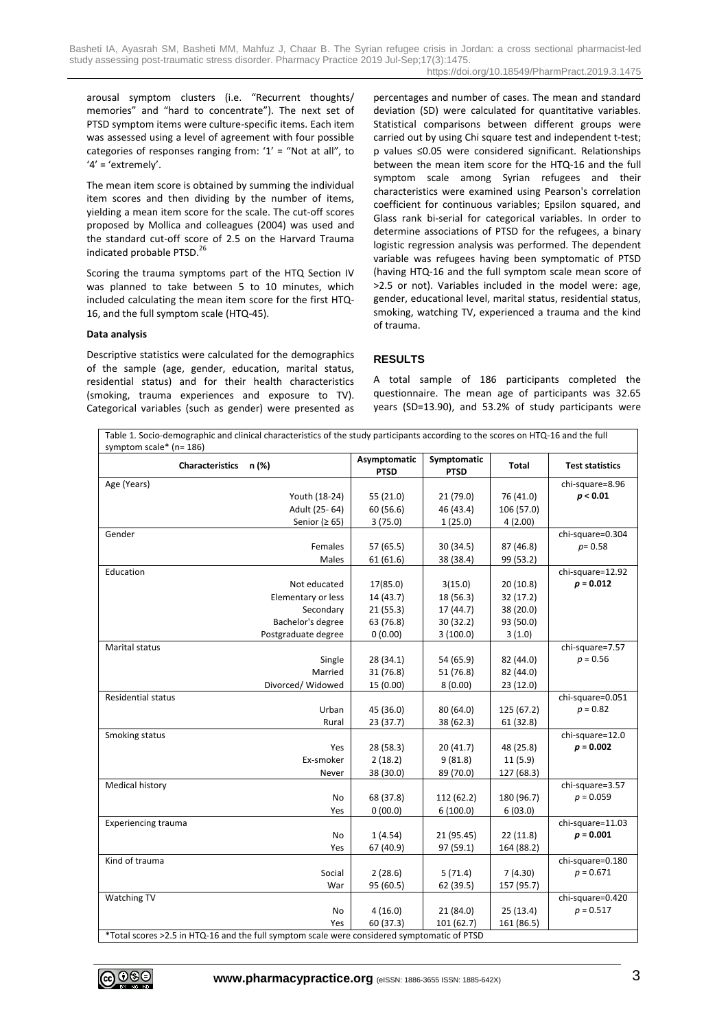arousal symptom clusters (i.e. "Recurrent thoughts/ memories" and "hard to concentrate"). The next set of PTSD symptom items were culture-specific items. Each item was assessed using a level of agreement with four possible categories of responses ranging from: '1' = "Not at all", to '4' = 'extremely'.

The mean item score is obtained by summing the individual item scores and then dividing by the number of items, yielding a mean item score for the scale. The cut-off scores proposed by Mollica and colleagues (2004) was used and the standard cut-off score of 2.5 on the Harvard Trauma indicated probable PTSD.[26]

Scoring the trauma symptoms part of the HTQ Section IV was planned to take between 5 to 10 minutes, which included calculating the mean item score for the first HTQ-16, and the full symptom scale (HTQ-45).

**Data analysis**

Descriptive statistics were calculated for the demographics of the sample (age, gender, education, marital status, residential status) and for their health characteristics (smoking, trauma experiences and exposure to TV). Categorical variables (such as gender) were presented as percentages and number of cases. The mean and standard deviation (SD) were calculated for quantitative variables. Statistical comparisons between different groups were carried out by using Chi square test and independent t-test; p values ≤0.05 were considered significant. Relationships between the mean item score for the HTQ-16 and the full symptom scale among Syrian refugees and their characteristics were examined using Pearson's correlation coefficient for continuous variables; Epsilon squared, and Glass rank bi-serial for categorical variables. In order to determine associations of PTSD for the refugees, a binary logistic regression analysis was performed. The dependent variable was refugees having been symptomatic of PTSD (having HTQ-16 and the full symptom scale mean score of >2.5 or not). Variables included in the model were: age, gender, educational level, marital status, residential status, smoking, watching TV, experienced a trauma and the kind of trauma.

## RESULTS

A total sample of 186 participants completed the questionnaire. The mean age of participants was 32.65 years (SD=13.90), and 53.2% of study participants were

Table 1. Socio-demographic and clinical characteristics of the study participants according to the scores on HTQ-16 and the full symptom scale* (n= 186)

| Characteristics n (%) | Asymptomatic PTSD | Symptomatic PTSD | Total | Test statistics |
|---|---|---|---|---|
| Age (Years) | | | | chi-square=8.96 |
| Youth (18-24) | 55 (21.0) | 21 (79.0) | 76 (41.0) | ***p* < 0.01** |
| Adult (25- 64) | 60 (56.6) | 46 (43.4) | 106 (57.0) | |
| Senior (≥ 65) | 3 (75.0) | 1 (25.0) | 4 (2.00) | |
| Gender | | | | chi-square=0.304 |
| Females | 57 (65.5) | 30 (34.5) | 87 (46.8) | *p*= 0.58 |
| Males | 61 (61.6) | 38 (38.4) | 99 (53.2) | |
| Education | | | | chi-square=12.92 |
| Not educated | 17(85.0) | 3(15.0) | 20 (10.8) | ***p* = 0.012** |
| Elementary or less | 14 (43.7) | 18 (56.3) | 32 (17.2) | |
| Secondary | 21 (55.3) | 17 (44.7) | 38 (20.0) | |
| Bachelor's degree | 63 (76.8) | 30 (32.2) | 93 (50.0) | |
| Postgraduate degree | 0 (0.00) | 3 (100.0) | 3 (1.0) | |
| Marital status | | | | chi-square=7.57 |
| Single | 28 (34.1) | 54 (65.9) | 82 (44.0) | *p* = 0.56 |
| Married | 31 (76.8) | 51 (76.8) | 82 (44.0) | |
| Divorced/ Widowed | 15 (0.00) | 8 (0.00) | 23 (12.0) | |
| Residential status | | | | chi-square=0.051 |
| Urban | 45 (36.0) | 80 (64.0) | 125 (67.2) | *p* = 0.82 |
| Rural | 23 (37.7) | 38 (62.3) | 61 (32.8) | |
| Smoking status | | | | chi-square=12.0 |
| Yes | 28 (58.3) | 20 (41.7) | 48 (25.8) | ***p* = 0.002** |
| Ex-smoker | 2 (18.2) | 9 (81.8) | 11 (5.9) | |
| Never | 38 (30.0) | 89 (70.0) | 127 (68.3) | |
| Medical history | | | | chi-square=3.57 |
| No | 68 (37.8) | 112 (62.2) | 180 (96.7) | *p* = 0.059 |
| Yes | 0 (00.0) | 6 (100.0) | 6 (03.0) | |
| Experiencing trauma | | | | chi-square=11.03 |
| No | 1 (4.54) | 21 (95.45) | 22 (11.8) | ***p* = 0.001** |
| Yes | 67 (40.9) | 97 (59.1) | 164 (88.2) | |
| Kind of trauma | | | | chi-square=0.180 |
| Social | 2 (28.6) | 5 (71.4) | 7 (4.30) | *p* = 0.671 |
| War | 95 (60.5) | 62 (39.5) | 157 (95.7) | |
| Watching TV | | | | chi-square=0.420 |
| No | 4 (16.0) | 21 (84.0) | 25 (13.4) | *p* = 0.517 |
| Yes | 60 (37.3) | 101 (62.7) | 161 (86.5) | |

*Total scores >2.5 in HTQ-16 and the full symptom scale were considered symptomatic of PTSD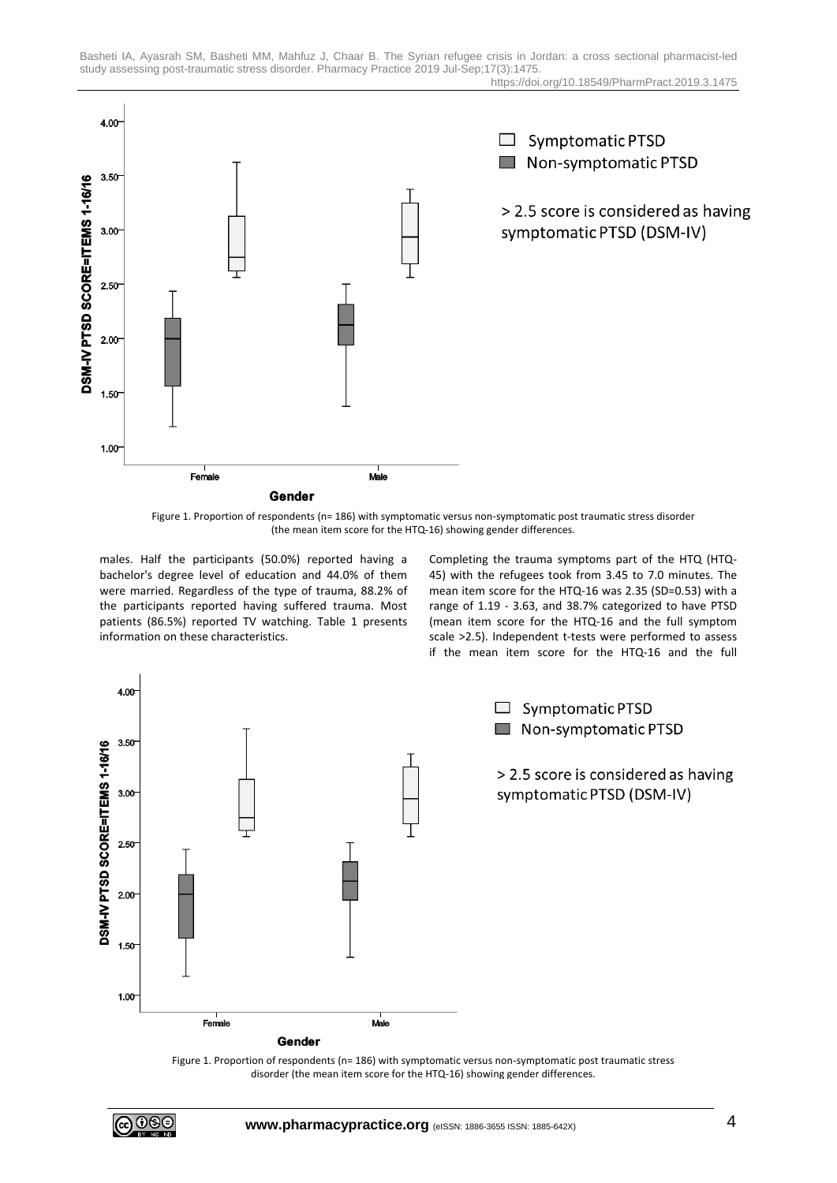Figure 1. Proportion of respondents (n= 186) with symptomatic versus non-symptomatic post traumatic stress disorder (the mean item score for the HTQ-16) showing gender differences.

males. Half the participants (50.0%) reported having a bachelor's degree level of education and 44.0% of them were married. Regardless of the type of trauma, 88.2% of the participants reported having suffered trauma. Most patients (86.5%) reported TV watching. Table 1 presents information on these characteristics.

Completing the trauma symptoms part of the HTQ (HTQ-45) with the refugees took from 3.45 to 7.0 minutes. The mean item score for the HTQ-16 was 2.35 (SD=0.53) with a range of 1.19 - 3.63, and 38.7% categorized to have PTSD (mean item score for the HTQ-16 and the full symptom scale >2.5). Independent t-tests were performed to assess if the mean item score for the HTQ-16 and the full

Figure 1. Proportion of respondents (n= 186) with symptomatic versus non-symptomatic post traumatic stress disorder (the mean item score for the HTQ-16) showing gender differences.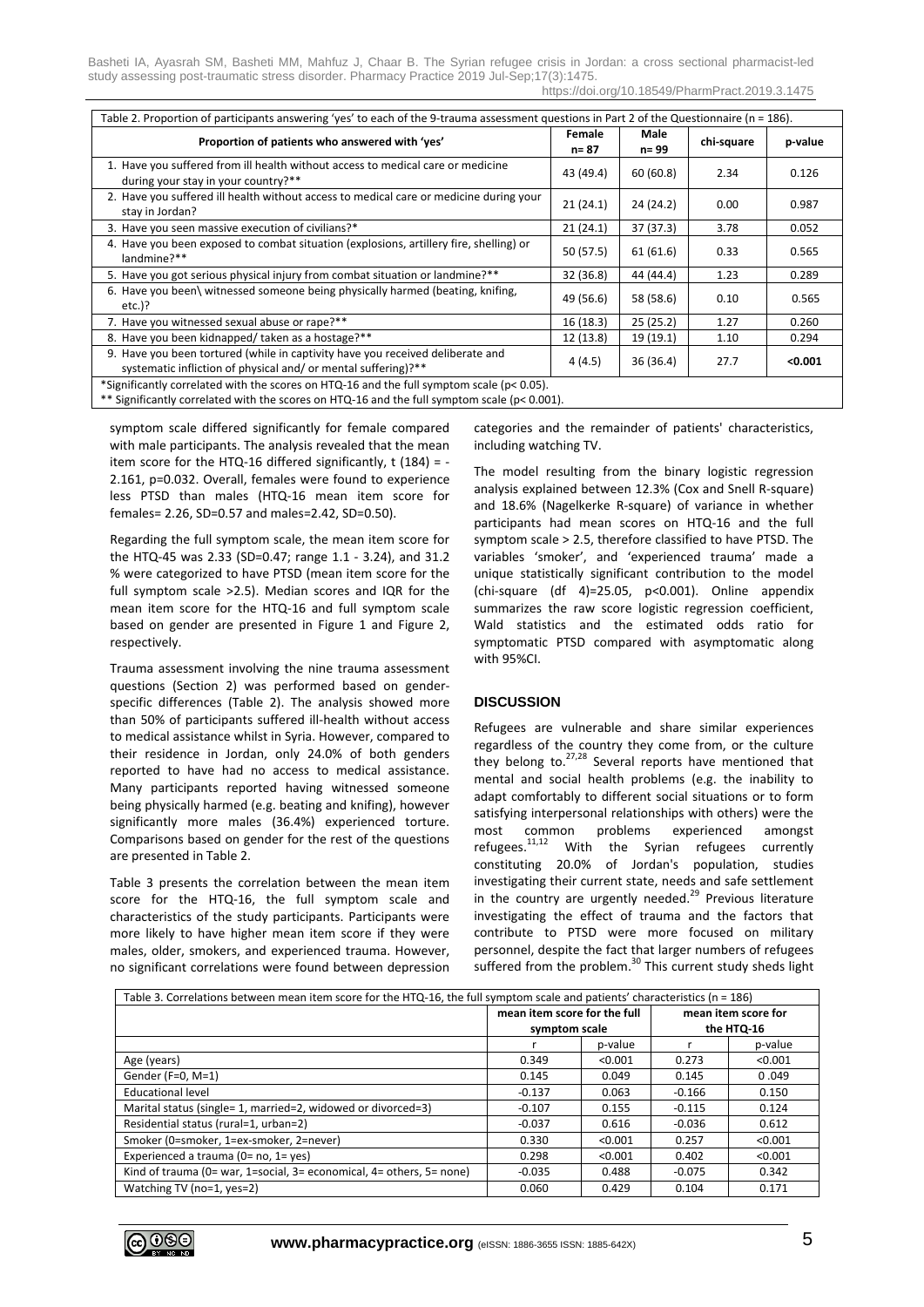Table 2. Proportion of participants answering 'yes' to each of the 9-trauma assessment questions in Part 2 of the Questionnaire (n = 186).

| Proportion of patients who answered with 'yes' | Female n= 87 | Male n= 99 | chi-square | p-value |
|---|---|---|---|---|
| 1. Have you suffered from ill health without access to medical care or medicine during your stay in your country?** | 43 (49.4) | 60 (60.8) | 2.34 | 0.126 |
| 2. Have you suffered ill health without access to medical care or medicine during your stay in Jordan? | 21 (24.1) | 24 (24.2) | 0.00 | 0.987 |
| 3. Have you seen massive execution of civilians?* | 21 (24.1) | 37 (37.3) | 3.78 | 0.052 |
| 4. Have you been exposed to combat situation (explosions, artillery fire, shelling) or landmine?** | 50 (57.5) | 61 (61.6) | 0.33 | 0.565 |
| 5. Have you got serious physical injury from combat situation or landmine?** | 32 (36.8) | 44 (44.4) | 1.23 | 0.289 |
| 6. Have you been\ witnessed someone being physically harmed (beating, knifing, etc.)? | 49 (56.6) | 58 (58.6) | 0.10 | 0.565 |
| 7. Have you witnessed sexual abuse or rape?** | 16 (18.3) | 25 (25.2) | 1.27 | 0.260 |
| 8. Have you been kidnapped/ taken as a hostage?** | 12 (13.8) | 19 (19.1) | 1.10 | 0.294 |
| 9. Have you been tortured (while in captivity have you received deliberate and systematic infliction of physical and/ or mental suffering)?** | 4 (4.5) | 36 (36.4) | 27.7 | **<0.001** |

*Significantly correlated with the scores on HTQ-16 and the full symptom scale ($p< 0.05$).
** Significantly correlated with the scores on HTQ-16 and the full symptom scale ($p< 0.001$).

symptom scale differed significantly for female compared with male participants. The analysis revealed that the mean item score for the HTQ-16 differed significantly, t (184) = -2.161, p=0.032. Overall, females were found to experience less PTSD than males (HTQ-16 mean item score for females= 2.26, SD=0.57 and males=2.42, SD=0.50).

Regarding the full symptom scale, the mean item score for the HTQ-45 was 2.33 (SD=0.47; range 1.1 - 3.24), and 31.2 % were categorized to have PTSD (mean item score for the full symptom scale >2.5). Median scores and IQR for the mean item score for the HTQ-16 and full symptom scale based on gender are presented in Figure 1 and Figure 2, respectively.

Trauma assessment involving the nine trauma assessment questions (Section 2) was performed based on gender-specific differences (Table 2). The analysis showed more than 50% of participants suffered ill-health without access to medical assistance whilst in Syria. However, compared to their residence in Jordan, only 24.0% of both genders reported to have had no access to medical assistance. Many participants reported having witnessed someone being physically harmed (e.g. beating and knifing), however significantly more males (36.4%) experienced torture. Comparisons based on gender for the rest of the questions are presented in Table 2.

Table 3 presents the correlation between the mean item score for the HTQ-16, the full symptom scale and characteristics of the study participants. Participants were more likely to have higher mean item score if they were males, older, smokers, and experienced trauma. However, no significant correlations were found between depression categories and the remainder of patients' characteristics, including watching TV.

The model resulting from the binary logistic regression analysis explained between 12.3% (Cox and Snell R-square) and 18.6% (Nagelkerke R-square) of variance in whether participants had mean scores on HTQ-16 and the full symptom scale > 2.5, therefore classified to have PTSD. The variables 'smoker', and 'experienced trauma' made a unique statistically significant contribution to the model (chi-square (df 4)=25.05, p<0.001). Online appendix summarizes the raw score logistic regression coefficient, Wald statistics and the estimated odds ratio for symptomatic PTSD compared with asymptomatic along with 95%CI.

## DISCUSSION

Refugees are vulnerable and share similar experiences regardless of the country they come from, or the culture they belong to.[27,28] Several reports have mentioned that mental and social health problems (e.g. the inability to adapt comfortably to different social situations or to form satisfying interpersonal relationships with others) were the most common problems experienced amongst refugees.[11,12] With the Syrian refugees currently constituting 20.0% of Jordan's population, studies investigating their current state, needs and safe settlement in the country are urgently needed.[29] Previous literature investigating the effect of trauma and the factors that contribute to PTSD were more focused on military personnel, despite the fact that larger numbers of refugees suffered from the problem.[30] This current study sheds light

Table 3. Correlations between mean item score for the HTQ-16, the full symptom scale and patients' characteristics (n = 186)

| | mean item score for the full symptom scale | | mean item score for the HTQ-16 | |
|---|---|---|---|---|
| | r | p-value | r | p-value |
| Age (years) | 0.349 | <0.001 | 0.273 | <0.001 |
| Gender (F=0, M=1) | 0.145 | 0.049 | 0.145 | 0 .049 |
| Educational level | -0.137 | 0.063 | -0.166 | 0.150 |
| Marital status (single= 1, married=2, widowed or divorced=3) | -0.107 | 0.155 | -0.115 | 0.124 |
| Residential status (rural=1, urban=2) | -0.037 | 0.616 | -0.036 | 0.612 |
| Smoker (0=smoker, 1=ex-smoker, 2=never) | 0.330 | <0.001 | 0.257 | <0.001 |
| Experienced a trauma (0= no, 1= yes) | 0.298 | <0.001 | 0.402 | <0.001 |
| Kind of trauma (0= war, 1=social, 3= economical, 4= others, 5= none) | -0.035 | 0.488 | -0.075 | 0.342 |
| Watching TV (no=1, yes=2) | 0.060 | 0.429 | 0.104 | 0.171 |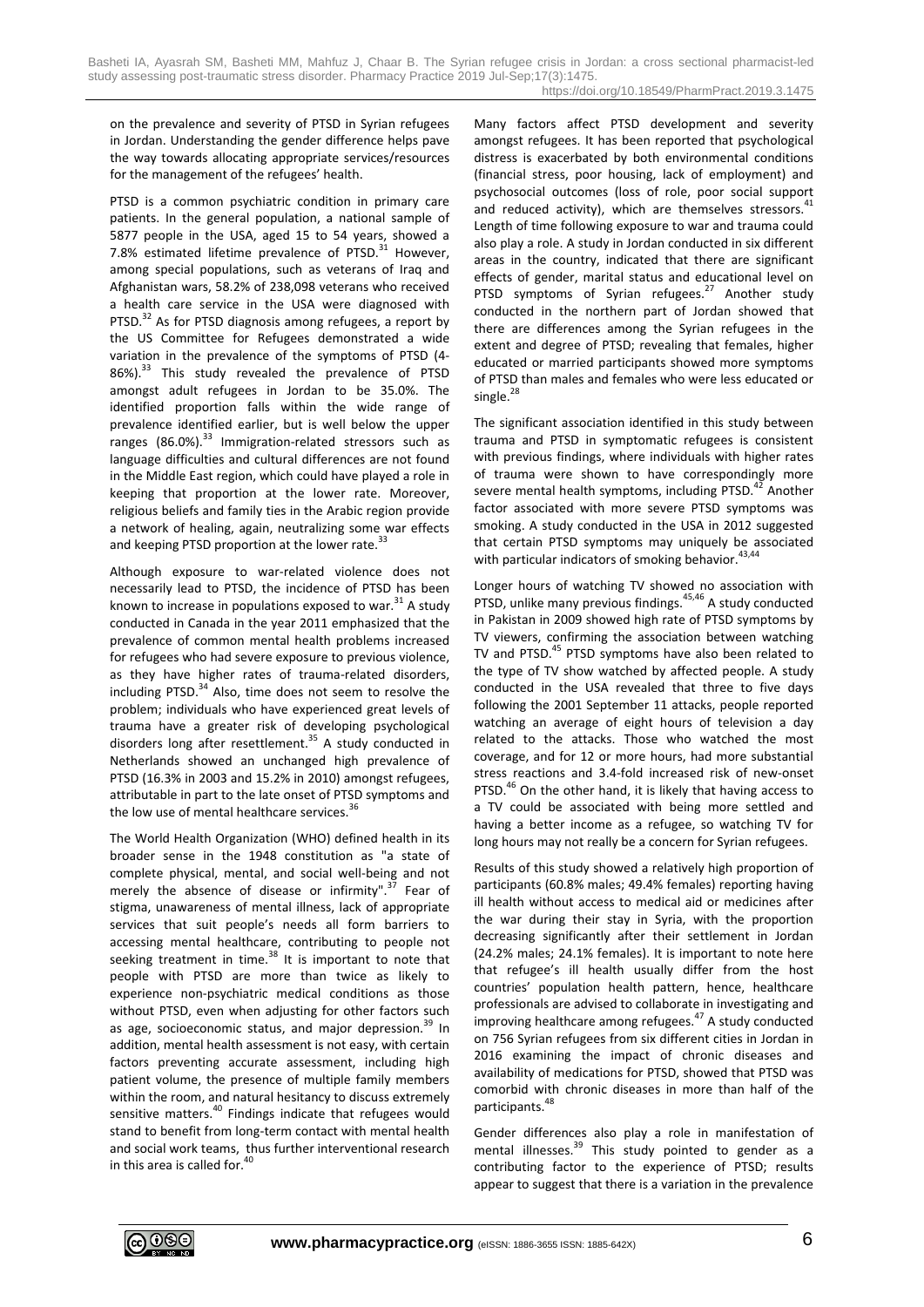on the prevalence and severity of PTSD in Syrian refugees in Jordan. Understanding the gender difference helps pave the way towards allocating appropriate services/resources for the management of the refugees' health.

PTSD is a common psychiatric condition in primary care patients. In the general population, a national sample of 5877 people in the USA, aged 15 to 54 years, showed a 7.8% estimated lifetime prevalence of PTSD.[31] However, among special populations, such as veterans of Iraq and Afghanistan wars, 58.2% of 238,098 veterans who received a health care service in the USA were diagnosed with PTSD.[32] As for PTSD diagnosis among refugees, a report by the US Committee for Refugees demonstrated a wide variation in the prevalence of the symptoms of PTSD (4-86%).[33] This study revealed the prevalence of PTSD amongst adult refugees in Jordan to be 35.0%. The identified proportion falls within the wide range of prevalence identified earlier, but is well below the upper ranges (86.0%).[33] Immigration-related stressors such as language difficulties and cultural differences are not found in the Middle East region, which could have played a role in keeping that proportion at the lower rate. Moreover, religious beliefs and family ties in the Arabic region provide a network of healing, again, neutralizing some war effects and keeping PTSD proportion at the lower rate.[33]

Although exposure to war-related violence does not necessarily lead to PTSD, the incidence of PTSD has been known to increase in populations exposed to war.[31] A study conducted in Canada in the year 2011 emphasized that the prevalence of common mental health problems increased for refugees who had severe exposure to previous violence, as they have higher rates of trauma-related disorders, including PTSD.[34] Also, time does not seem to resolve the problem; individuals who have experienced great levels of trauma have a greater risk of developing psychological disorders long after resettlement.[35] A study conducted in Netherlands showed an unchanged high prevalence of PTSD (16.3% in 2003 and 15.2% in 2010) amongst refugees, attributable in part to the late onset of PTSD symptoms and the low use of mental healthcare services.[36]

The World Health Organization (WHO) defined health in its broader sense in the 1948 constitution as "a state of complete physical, mental, and social well-being and not merely the absence of disease or infirmity".[37] Fear of stigma, unawareness of mental illness, lack of appropriate services that suit people's needs all form barriers to accessing mental healthcare, contributing to people not seeking treatment in time.[38] It is important to note that people with PTSD are more than twice as likely to experience non-psychiatric medical conditions as those without PTSD, even when adjusting for other factors such as age, socioeconomic status, and major depression.[39] In addition, mental health assessment is not easy, with certain factors preventing accurate assessment, including high patient volume, the presence of multiple family members within the room, and natural hesitancy to discuss extremely sensitive matters.[40] Findings indicate that refugees would stand to benefit from long-term contact with mental health and social work teams, thus further interventional research in this area is called for.[40]

Many factors affect PTSD development and severity amongst refugees. It has been reported that psychological distress is exacerbated by both environmental conditions (financial stress, poor housing, lack of employment) and psychosocial outcomes (loss of role, poor social support and reduced activity), which are themselves stressors.[41] Length of time following exposure to war and trauma could also play a role. A study in Jordan conducted in six different areas in the country, indicated that there are significant effects of gender, marital status and educational level on PTSD symptoms of Syrian refugees.[27] Another study conducted in the northern part of Jordan showed that there are differences among the Syrian refugees in the extent and degree of PTSD; revealing that females, higher educated or married participants showed more symptoms of PTSD than males and females who were less educated or single.[28]

The significant association identified in this study between trauma and PTSD in symptomatic refugees is consistent with previous findings, where individuals with higher rates of trauma were shown to have correspondingly more severe mental health symptoms, including PTSD.[42] Another factor associated with more severe PTSD symptoms was smoking. A study conducted in the USA in 2012 suggested that certain PTSD symptoms may uniquely be associated with particular indicators of smoking behavior.[43,44]

Longer hours of watching TV showed no association with PTSD, unlike many previous findings.[45,46] A study conducted in Pakistan in 2009 showed high rate of PTSD symptoms by TV viewers, confirming the association between watching TV and PTSD.[45] PTSD symptoms have also been related to the type of TV show watched by affected people. A study conducted in the USA revealed that three to five days following the 2001 September 11 attacks, people reported watching an average of eight hours of television a day related to the attacks. Those who watched the most coverage, and for 12 or more hours, had more substantial stress reactions and 3.4-fold increased risk of new-onset PTSD.[46] On the other hand, it is likely that having access to a TV could be associated with being more settled and having a better income as a refugee, so watching TV for long hours may not really be a concern for Syrian refugees.

Results of this study showed a relatively high proportion of participants (60.8% males; 49.4% females) reporting having ill health without access to medical aid or medicines after the war during their stay in Syria, with the proportion decreasing significantly after their settlement in Jordan (24.2% males; 24.1% females). It is important to note here that refugee's ill health usually differ from the host countries' population health pattern, hence, healthcare professionals are advised to collaborate in investigating and improving healthcare among refugees.[47] A study conducted on 756 Syrian refugees from six different cities in Jordan in 2016 examining the impact of chronic diseases and availability of medications for PTSD, showed that PTSD was comorbid with chronic diseases in more than half of the participants.[48]

Gender differences also play a role in manifestation of mental illnesses.[39] This study pointed to gender as a contributing factor to the experience of PTSD; results appear to suggest that there is a variation in the prevalence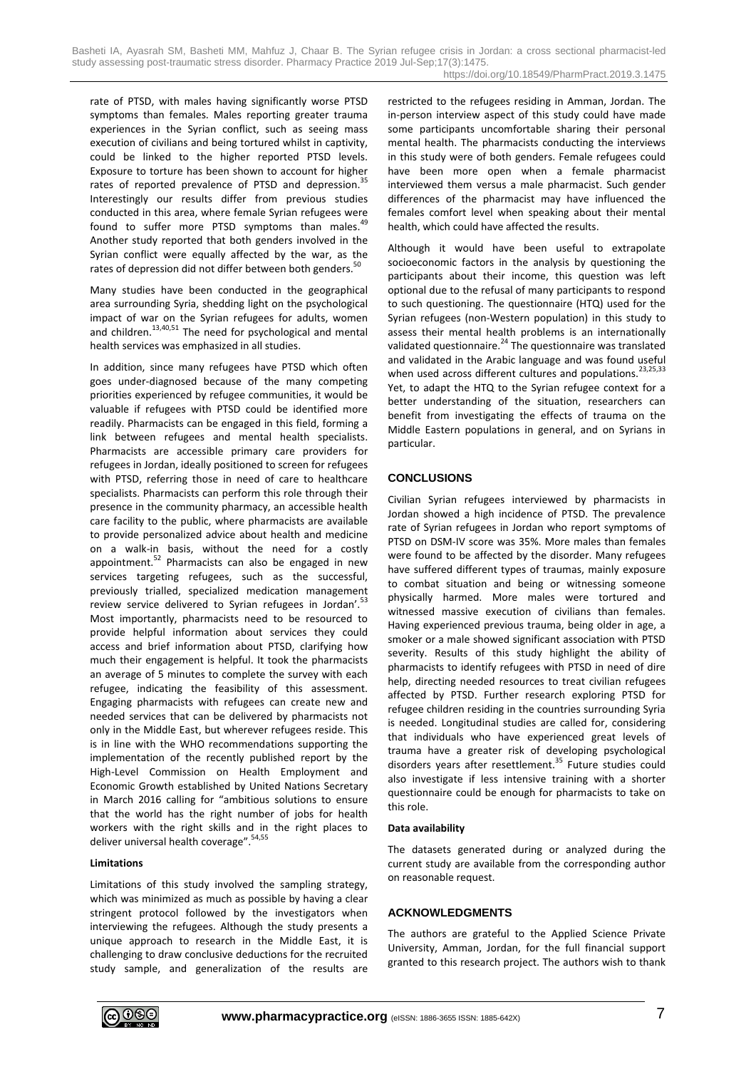rate of PTSD, with males having significantly worse PTSD symptoms than females. Males reporting greater trauma experiences in the Syrian conflict, such as seeing mass execution of civilians and being tortured whilst in captivity, could be linked to the higher reported PTSD levels. Exposure to torture has been shown to account for higher rates of reported prevalence of PTSD and depression.[35] Interestingly our results differ from previous studies conducted in this area, where female Syrian refugees were found to suffer more PTSD symptoms than males.[49] Another study reported that both genders involved in the Syrian conflict were equally affected by the war, as the rates of depression did not differ between both genders.[50]

Many studies have been conducted in the geographical area surrounding Syria, shedding light on the psychological impact of war on the Syrian refugees for adults, women and children.[13,40,51] The need for psychological and mental health services was emphasized in all studies.

In addition, since many refugees have PTSD which often goes under-diagnosed because of the many competing priorities experienced by refugee communities, it would be valuable if refugees with PTSD could be identified more readily. Pharmacists can be engaged in this field, forming a link between refugees and mental health specialists. Pharmacists are accessible primary care providers for refugees in Jordan, ideally positioned to screen for refugees with PTSD, referring those in need of care to healthcare specialists. Pharmacists can perform this role through their presence in the community pharmacy, an accessible health care facility to the public, where pharmacists are available to provide personalized advice about health and medicine on a walk-in basis, without the need for a costly appointment.[52] Pharmacists can also be engaged in new services targeting refugees, such as the successful, previously trialled, specialized medication management review service delivered to Syrian refugees in Jordan'.[53] Most importantly, pharmacists need to be resourced to provide helpful information about services they could access and brief information about PTSD, clarifying how much their engagement is helpful. It took the pharmacists an average of 5 minutes to complete the survey with each refugee, indicating the feasibility of this assessment. Engaging pharmacists with refugees can create new and needed services that can be delivered by pharmacists not only in the Middle East, but wherever refugees reside. This is in line with the WHO recommendations supporting the implementation of the recently published report by the High-Level Commission on Health Employment and Economic Growth established by United Nations Secretary in March 2016 calling for "ambitious solutions to ensure that the world has the right number of jobs for health workers with the right skills and in the right places to deliver universal health coverage".[54,55]

**Limitations**

Limitations of this study involved the sampling strategy, which was minimized as much as possible by having a clear stringent protocol followed by the investigators when interviewing the refugees. Although the study presents a unique approach to research in the Middle East, it is challenging to draw conclusive deductions for the recruited study sample, and generalization of the results are restricted to the refugees residing in Amman, Jordan. The in-person interview aspect of this study could have made some participants uncomfortable sharing their personal mental health. The pharmacists conducting the interviews in this study were of both genders. Female refugees could have been more open when a female pharmacist interviewed them versus a male pharmacist. Such gender differences of the pharmacist may have influenced the females comfort level when speaking about their mental health, which could have affected the results.

Although it would have been useful to extrapolate socioeconomic factors in the analysis by questioning the participants about their income, this question was left optional due to the refusal of many participants to respond to such questioning. The questionnaire (HTQ) used for the Syrian refugees (non-Western population) in this study to assess their mental health problems is an internationally validated questionnaire.[24] The questionnaire was translated and validated in the Arabic language and was found useful when used across different cultures and populations.[23,25,33] Yet, to adapt the HTQ to the Syrian refugee context for a better understanding of the situation, researchers can benefit from investigating the effects of trauma on the Middle Eastern populations in general, and on Syrians in particular.

## CONCLUSIONS

Civilian Syrian refugees interviewed by pharmacists in Jordan showed a high incidence of PTSD. The prevalence rate of Syrian refugees in Jordan who report symptoms of PTSD on DSM-IV score was 35%. More males than females were found to be affected by the disorder. Many refugees have suffered different types of traumas, mainly exposure to combat situation and being or witnessing someone physically harmed. More males were tortured and witnessed massive execution of civilians than females. Having experienced previous trauma, being older in age, a smoker or a male showed significant association with PTSD severity. Results of this study highlight the ability of pharmacists to identify refugees with PTSD in need of dire help, directing needed resources to treat civilian refugees affected by PTSD. Further research exploring PTSD for refugee children residing in the countries surrounding Syria is needed. Longitudinal studies are called for, considering that individuals who have experienced great levels of trauma have a greater risk of developing psychological disorders years after resettlement.[35] Future studies could also investigate if less intensive training with a shorter questionnaire could be enough for pharmacists to take on this role.

**Data availability**

The datasets generated during or analyzed during the current study are available from the corresponding author on reasonable request.

## ACKNOWLEDGMENTS

The authors are grateful to the Applied Science Private University, Amman, Jordan, for the full financial support granted to this research project. The authors wish to thank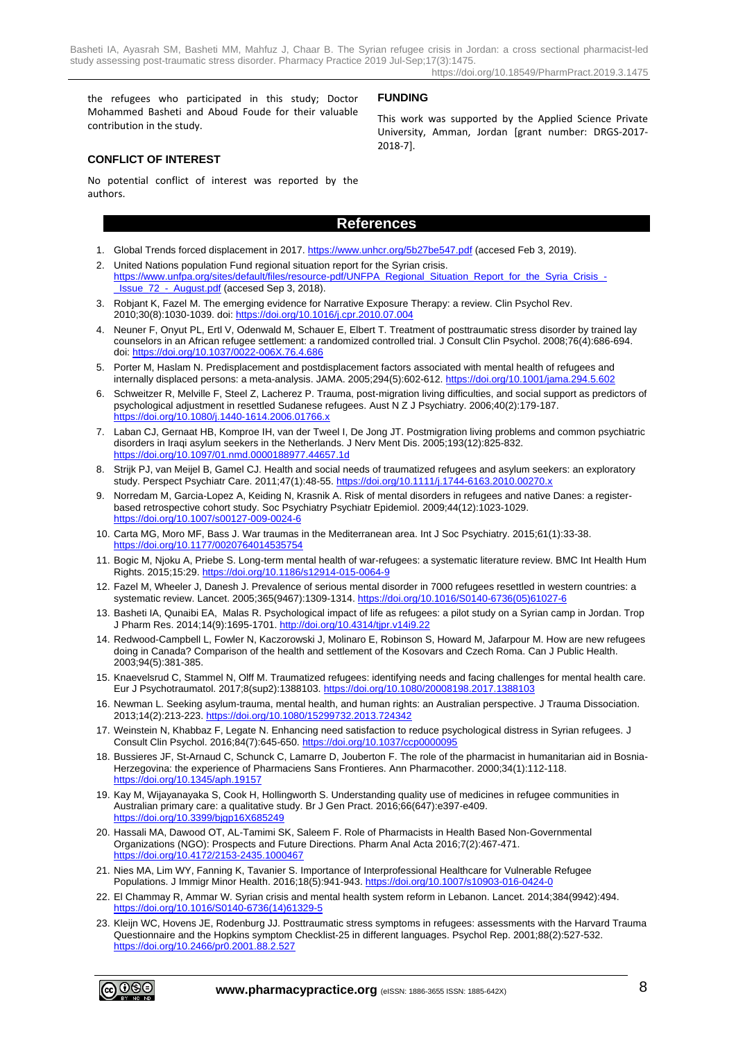the refugees who participated in this study; Doctor Mohammed Basheti and Aboud Foude for their valuable contribution in the study.

## CONFLICT OF INTEREST

No potential conflict of interest was reported by the authors.

## FUNDING

This work was supported by the Applied Science Private University, Amman, Jordan [grant number: DRGS-2017-2018-7].

## References

1. Global Trends forced displacement in 2017. https://www.unhcr.org/5b27be547.pdf (accesed Feb 3, 2019).
2. United Nations population Fund regional situation report for the Syrian crisis. https://www.unfpa.org/sites/default/files/resource-pdf/UNFPA_Regional_Situation_Report_for_the_Syria_Crisis_-_Issue_72_-_August.pdf (accesed Sep 3, 2018).
3. Robjant K, Fazel M. The emerging evidence for Narrative Exposure Therapy: a review. Clin Psychol Rev. 2010;30(8):1030-1039. doi: https://doi.org/10.1016/j.cpr.2010.07.004
4. Neuner F, Onyut PL, Ertl V, Odenwald M, Schauer E, Elbert T. Treatment of posttraumatic stress disorder by trained lay counselors in an African refugee settlement: a randomized controlled trial. J Consult Clin Psychol. 2008;76(4):686-694. doi: https://doi.org/10.1037/0022-006X.76.4.686
5. Porter M, Haslam N. Predisplacement and postdisplacement factors associated with mental health of refugees and internally displaced persons: a meta-analysis. JAMA. 2005;294(5):602-612. https://doi.org/10.1001/jama.294.5.602
6. Schweitzer R, Melville F, Steel Z, Lacherez P. Trauma, post-migration living difficulties, and social support as predictors of psychological adjustment in resettled Sudanese refugees. Aust N Z J Psychiatry. 2006;40(2):179-187. https://doi.org/10.1080/j.1440-1614.2006.01766.x
7. Laban CJ, Gernaat HB, Komproe IH, van der Tweel I, De Jong JT. Postmigration living problems and common psychiatric disorders in Iraqi asylum seekers in the Netherlands. J Nerv Ment Dis. 2005;193(12):825-832. https://doi.org/10.1097/01.nmd.0000188977.44657.1d
8. Strijk PJ, van Meijel B, Gamel CJ. Health and social needs of traumatized refugees and asylum seekers: an exploratory study. Perspect Psychiatr Care. 2011;47(1):48-55. https://doi.org/10.1111/j.1744-6163.2010.00270.x
9. Norredam M, Garcia-Lopez A, Keiding N, Krasnik A. Risk of mental disorders in refugees and native Danes: a register-based retrospective cohort study. Soc Psychiatry Psychiatr Epidemiol. 2009;44(12):1023-1029. https://doi.org/10.1007/s00127-009-0024-6
10. Carta MG, Moro MF, Bass J. War traumas in the Mediterranean area. Int J Soc Psychiatry. 2015;61(1):33-38. https://doi.org/10.1177/0020764014535754
11. Bogic M, Njoku A, Priebe S. Long-term mental health of war-refugees: a systematic literature review. BMC Int Health Hum Rights. 2015;15:29. https://doi.org/10.1186/s12914-015-0064-9
12. Fazel M, Wheeler J, Danesh J. Prevalence of serious mental disorder in 7000 refugees resettled in western countries: a systematic review. Lancet. 2005;365(9467):1309-1314. https://doi.org/10.1016/S0140-6736(05)61027-6
13. Basheti IA, Qunaibi EA, Malas R. Psychological impact of life as refugees: a pilot study on a Syrian camp in Jordan. Trop J Pharm Res. 2014;14(9):1695-1701. http://doi.org/10.4314/tjpr.v14i9.22
14. Redwood-Campbell L, Fowler N, Kaczorowski J, Molinaro E, Robinson S, Howard M, Jafarpour M. How are new refugees doing in Canada? Comparison of the health and settlement of the Kosovars and Czech Roma. Can J Public Health. 2003;94(5):381-385.
15. Knaevelsrud C, Stammel N, Olff M. Traumatized refugees: identifying needs and facing challenges for mental health care. Eur J Psychotraumatol. 2017;8(sup2):1388103. https://doi.org/10.1080/20008198.2017.1388103
16. Newman L. Seeking asylum-trauma, mental health, and human rights: an Australian perspective. J Trauma Dissociation. 2013;14(2):213-223. https://doi.org/10.1080/15299732.2013.724342
17. Weinstein N, Khabbaz F, Legate N. Enhancing need satisfaction to reduce psychological distress in Syrian refugees. J Consult Clin Psychol. 2016;84(7):645-650. https://doi.org/10.1037/ccp0000095
18. Bussieres JF, St-Arnaud C, Schunck C, Lamarre D, Jouberton F. The role of the pharmacist in humanitarian aid in Bosnia-Herzegovina: the experience of Pharmaciens Sans Frontieres. Ann Pharmacother. 2000;34(1):112-118. https://doi.org/10.1345/aph.19157
19. Kay M, Wijayanayaka S, Cook H, Hollingworth S. Understanding quality use of medicines in refugee communities in Australian primary care: a qualitative study. Br J Gen Pract. 2016;66(647):e397-e409. https://doi.org/10.3399/bjgp16X685249
20. Hassali MA, Dawood OT, AL-Tamimi SK, Saleem F. Role of Pharmacists in Health Based Non-Governmental Organizations (NGO): Prospects and Future Directions. Pharm Anal Acta 2016;7(2):467-471. https://doi.org/10.4172/2153-2435.1000467
21. Nies MA, Lim WY, Fanning K, Tavanier S. Importance of Interprofessional Healthcare for Vulnerable Refugee Populations. J Immigr Minor Health. 2016;18(5):941-943. https://doi.org/10.1007/s10903-016-0424-0
22. El Chammay R, Ammar W. Syrian crisis and mental health system reform in Lebanon. Lancet. 2014;384(9942):494. https://doi.org/10.1016/S0140-6736(14)61329-5
23. Kleijn WC, Hovens JE, Rodenburg JJ. Posttraumatic stress symptoms in refugees: assessments with the Harvard Trauma Questionnaire and the Hopkins symptom Checklist-25 in different languages. Psychol Rep. 2001;88(2):527-532. https://doi.org/10.2466/pr0.2001.88.2.527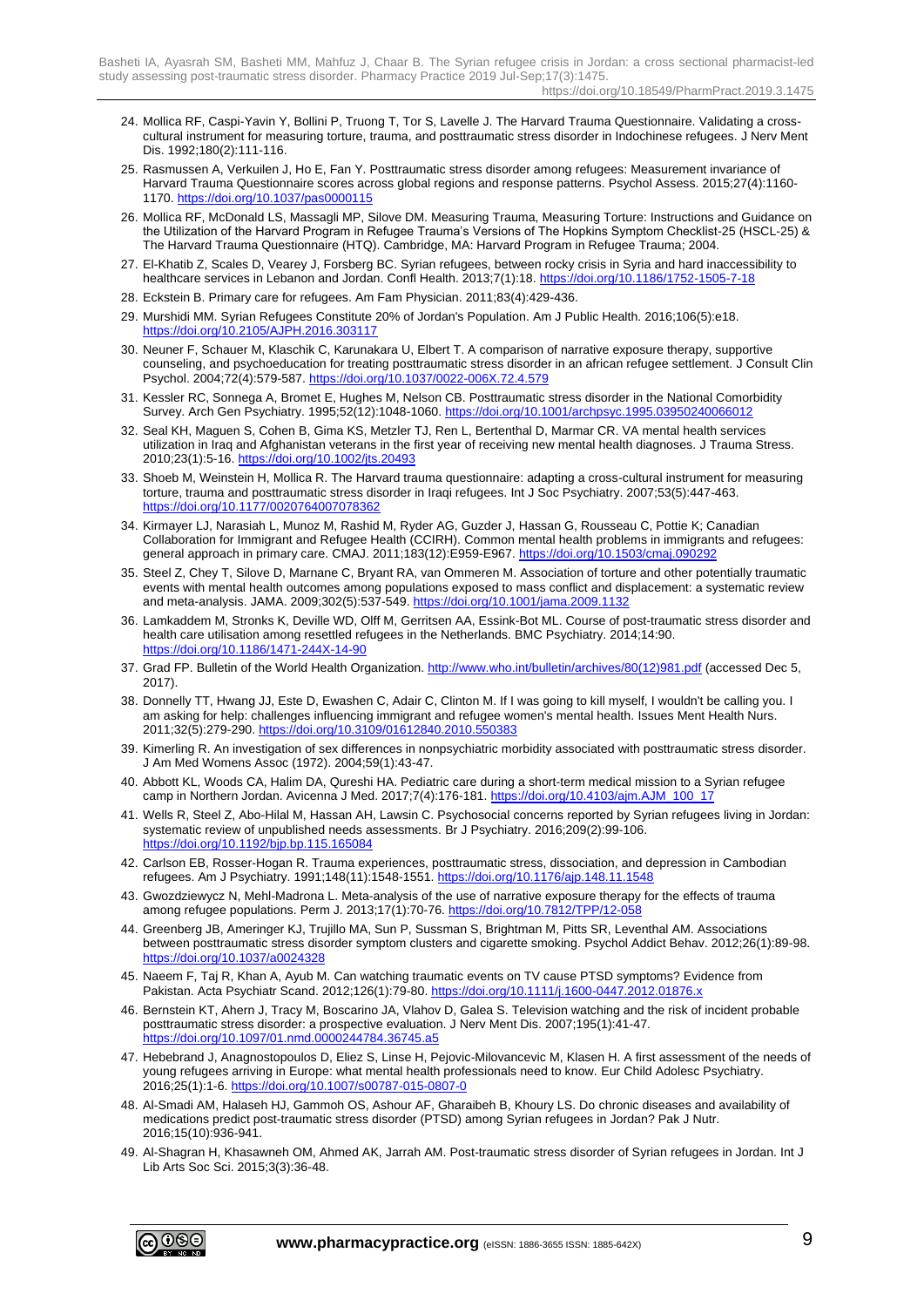24. Mollica RF, Caspi-Yavin Y, Bollini P, Truong T, Tor S, Lavelle J. The Harvard Trauma Questionnaire. Validating a cross-cultural instrument for measuring torture, trauma, and posttraumatic stress disorder in Indochinese refugees. J Nerv Ment Dis. 1992;180(2):111-116.
25. Rasmussen A, Verkuilen J, Ho E, Fan Y. Posttraumatic stress disorder among refugees: Measurement invariance of Harvard Trauma Questionnaire scores across global regions and response patterns. Psychol Assess. 2015;27(4):1160-1170. https://doi.org/10.1037/pas0000115
26. Mollica RF, McDonald LS, Massagli MP, Silove DM. Measuring Trauma, Measuring Torture: Instructions and Guidance on the Utilization of the Harvard Program in Refugee Trauma's Versions of The Hopkins Symptom Checklist-25 (HSCL-25) & The Harvard Trauma Questionnaire (HTQ). Cambridge, MA: Harvard Program in Refugee Trauma; 2004.
27. El-Khatib Z, Scales D, Vearey J, Forsberg BC. Syrian refugees, between rocky crisis in Syria and hard inaccessibility to healthcare services in Lebanon and Jordan. Confl Health. 2013;7(1):18. https://doi.org/10.1186/1752-1505-7-18
28. Eckstein B. Primary care for refugees. Am Fam Physician. 2011;83(4):429-436.
29. Murshidi MM. Syrian Refugees Constitute 20% of Jordan's Population. Am J Public Health. 2016;106(5):e18. https://doi.org/10.2105/AJPH.2016.303117
30. Neuner F, Schauer M, Klaschik C, Karunakara U, Elbert T. A comparison of narrative exposure therapy, supportive counseling, and psychoeducation for treating posttraumatic stress disorder in an african refugee settlement. J Consult Clin Psychol. 2004;72(4):579-587. https://doi.org/10.1037/0022-006X.72.4.579
31. Kessler RC, Sonnega A, Bromet E, Hughes M, Nelson CB. Posttraumatic stress disorder in the National Comorbidity Survey. Arch Gen Psychiatry. 1995;52(12):1048-1060. https://doi.org/10.1001/archpsyc.1995.03950240066012
32. Seal KH, Maguen S, Cohen B, Gima KS, Metzler TJ, Ren L, Bertenthal D, Marmar CR. VA mental health services utilization in Iraq and Afghanistan veterans in the first year of receiving new mental health diagnoses. J Trauma Stress. 2010;23(1):5-16. https://doi.org/10.1002/jts.20493
33. Shoeb M, Weinstein H, Mollica R. The Harvard trauma questionnaire: adapting a cross-cultural instrument for measuring torture, trauma and posttraumatic stress disorder in Iraqi refugees. Int J Soc Psychiatry. 2007;53(5):447-463. https://doi.org/10.1177/0020764007078362
34. Kirmayer LJ, Narasiah L, Munoz M, Rashid M, Ryder AG, Guzder J, Hassan G, Rousseau C, Pottie K; Canadian Collaboration for Immigrant and Refugee Health (CCIRH). Common mental health problems in immigrants and refugees: general approach in primary care. CMAJ. 2011;183(12):E959-E967. https://doi.org/10.1503/cmaj.090292
35. Steel Z, Chey T, Silove D, Marnane C, Bryant RA, van Ommeren M. Association of torture and other potentially traumatic events with mental health outcomes among populations exposed to mass conflict and displacement: a systematic review and meta-analysis. JAMA. 2009;302(5):537-549. https://doi.org/10.1001/jama.2009.1132
36. Lamkaddem M, Stronks K, Deville WD, Olff M, Gerritsen AA, Essink-Bot ML. Course of post-traumatic stress disorder and health care utilisation among resettled refugees in the Netherlands. BMC Psychiatry. 2014;14:90. https://doi.org/10.1186/1471-244X-14-90
37. Grad FP. Bulletin of the World Health Organization. http://www.who.int/bulletin/archives/80(12)981.pdf (accessed Dec 5, 2017).
38. Donnelly TT, Hwang JJ, Este D, Ewashen C, Adair C, Clinton M. If I was going to kill myself, I wouldn't be calling you. I am asking for help: challenges influencing immigrant and refugee women's mental health. Issues Ment Health Nurs. 2011;32(5):279-290. https://doi.org/10.3109/01612840.2010.550383
39. Kimerling R. An investigation of sex differences in nonpsychiatric morbidity associated with posttraumatic stress disorder. J Am Med Womens Assoc (1972). 2004;59(1):43-47.
40. Abbott KL, Woods CA, Halim DA, Qureshi HA. Pediatric care during a short-term medical mission to a Syrian refugee camp in Northern Jordan. Avicenna J Med. 2017;7(4):176-181. https://doi.org/10.4103/ajm.AJM_100_17
41. Wells R, Steel Z, Abo-Hilal M, Hassan AH, Lawsin C. Psychosocial concerns reported by Syrian refugees living in Jordan: systematic review of unpublished needs assessments. Br J Psychiatry. 2016;209(2):99-106. https://doi.org/10.1192/bjp.bp.115.165084
42. Carlson EB, Rosser-Hogan R. Trauma experiences, posttraumatic stress, dissociation, and depression in Cambodian refugees. Am J Psychiatry. 1991;148(11):1548-1551. https://doi.org/10.1176/ajp.148.11.1548
43. Gwozdziewycz N, Mehl-Madrona L. Meta-analysis of the use of narrative exposure therapy for the effects of trauma among refugee populations. Perm J. 2013;17(1):70-76. https://doi.org/10.7812/TPP/12-058
44. Greenberg JB, Ameringer KJ, Trujillo MA, Sun P, Sussman S, Brightman M, Pitts SR, Leventhal AM. Associations between posttraumatic stress disorder symptom clusters and cigarette smoking. Psychol Addict Behav. 2012;26(1):89-98. https://doi.org/10.1037/a0024328
45. Naeem F, Taj R, Khan A, Ayub M. Can watching traumatic events on TV cause PTSD symptoms? Evidence from Pakistan. Acta Psychiatr Scand. 2012;126(1):79-80. https://doi.org/10.1111/j.1600-0447.2012.01876.x
46. Bernstein KT, Ahern J, Tracy M, Boscarino JA, Vlahov D, Galea S. Television watching and the risk of incident probable posttraumatic stress disorder: a prospective evaluation. J Nerv Ment Dis. 2007;195(1):41-47. https://doi.org/10.1097/01.nmd.0000244784.36745.a5
47. Hebebrand J, Anagnostopoulos D, Eliez S, Linse H, Pejovic-Milovancevic M, Klasen H. A first assessment of the needs of young refugees arriving in Europe: what mental health professionals need to know. Eur Child Adolesc Psychiatry. 2016;25(1):1-6. https://doi.org/10.1007/s00787-015-0807-0
48. Al-Smadi AM, Halaseh HJ, Gammoh OS, Ashour AF, Gharaibeh B, Khoury LS. Do chronic diseases and availability of medications predict post-traumatic stress disorder (PTSD) among Syrian refugees in Jordan? Pak J Nutr. 2016;15(10):936-941.
49. Al-Shagran H, Khasawneh OM, Ahmed AK, Jarrah AM. Post-traumatic stress disorder of Syrian refugees in Jordan. Int J Lib Arts Soc Sci. 2015;3(3):36-48.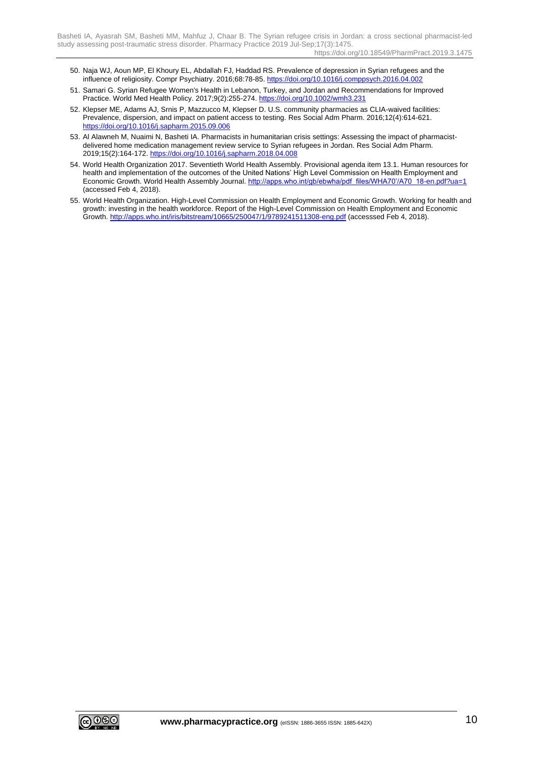50. Naja WJ, Aoun MP, El Khoury EL, Abdallah FJ, Haddad RS. Prevalence of depression in Syrian refugees and the influence of religiosity. Compr Psychiatry. 2016;68:78-85. https://doi.org/10.1016/j.comppsych.2016.04.002
51. Samari G. Syrian Refugee Women's Health in Lebanon, Turkey, and Jordan and Recommendations for Improved Practice. World Med Health Policy. 2017;9(2):255-274. https://doi.org/10.1002/wmh3.231
52. Klepser ME, Adams AJ, Srnis P, Mazzucco M, Klepser D. U.S. community pharmacies as CLIA-waived facilities: Prevalence, dispersion, and impact on patient access to testing. Res Social Adm Pharm. 2016;12(4):614-621. https://doi.org/10.1016/j.sapharm.2015.09.006
53. Al Alawneh M, Nuaimi N, Basheti IA. Pharmacists in humanitarian crisis settings: Assessing the impact of pharmacist-delivered home medication management review service to Syrian refugees in Jordan. Res Social Adm Pharm. 2019;15(2):164-172. https://doi.org/10.1016/j.sapharm.2018.04.008
54. World Health Organization 2017. Seventieth World Health Assembly. Provisional agenda item 13.1. Human resources for health and implementation of the outcomes of the United Nations' High Level Commission on Health Employment and Economic Growth. World Health Assembly Journal. http://apps.who.int/gb/ebwha/pdf_files/WHA70'/A70_18-en.pdf?ua=1 (accessed Feb 4, 2018).
55. World Health Organization. High-Level Commission on Health Employment and Economic Growth. Working for health and growth: investing in the health workforce. Report of the High-Level Commission on Health Employment and Economic Growth. http://apps.who.int/iris/bitstream/10665/250047/1/9789241511308-eng.pdf (accesssed Feb 4, 2018).